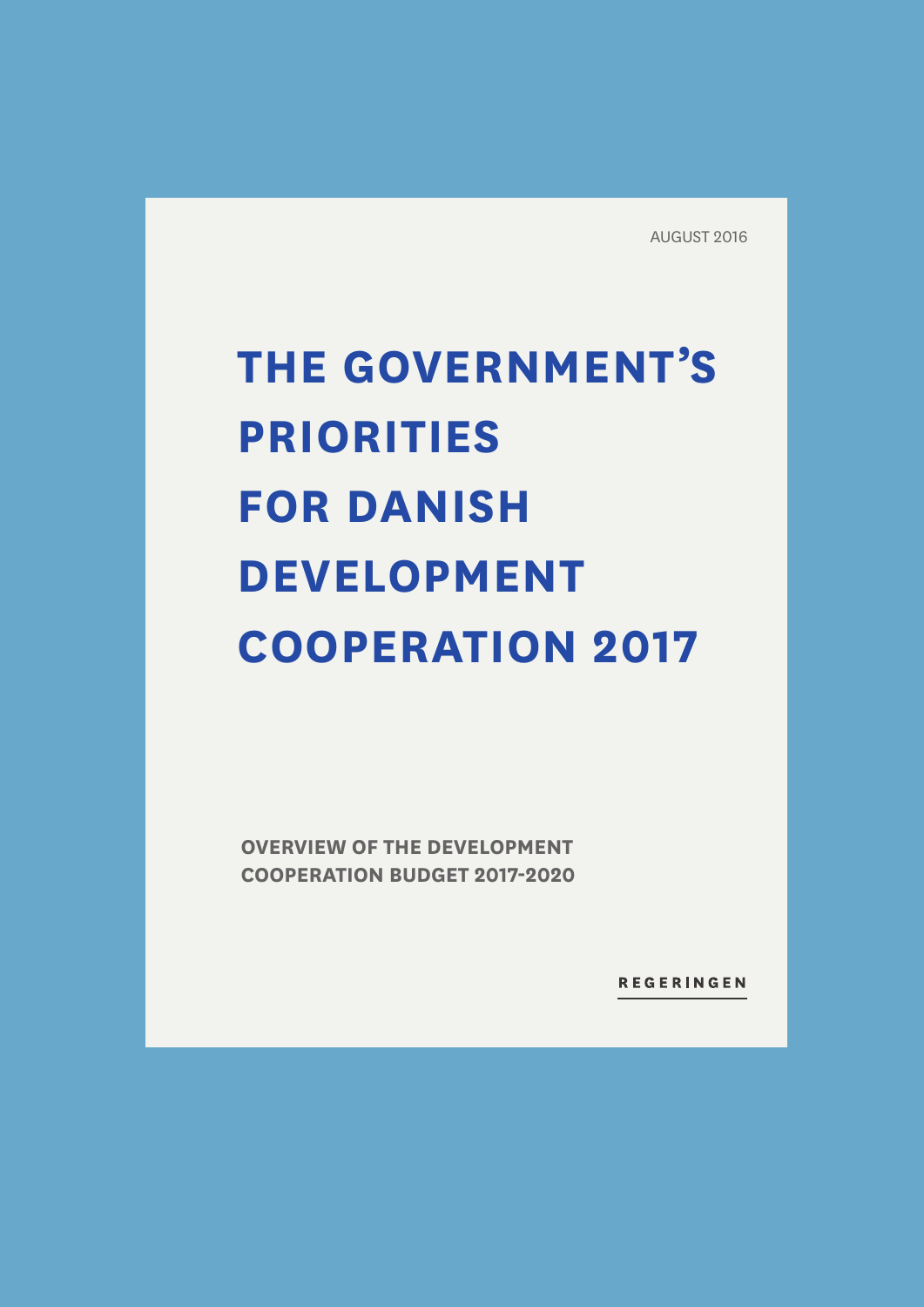AUGUST 2016

# THE GOVERNMENT'S PRIORITIES FOR DANISH DEVELOPMENT COOPERATION 2017

**OVERVIEW OF THE DEVELOPMENT COOPERATION BUDGET 2017-2020**

**REGERINGEN**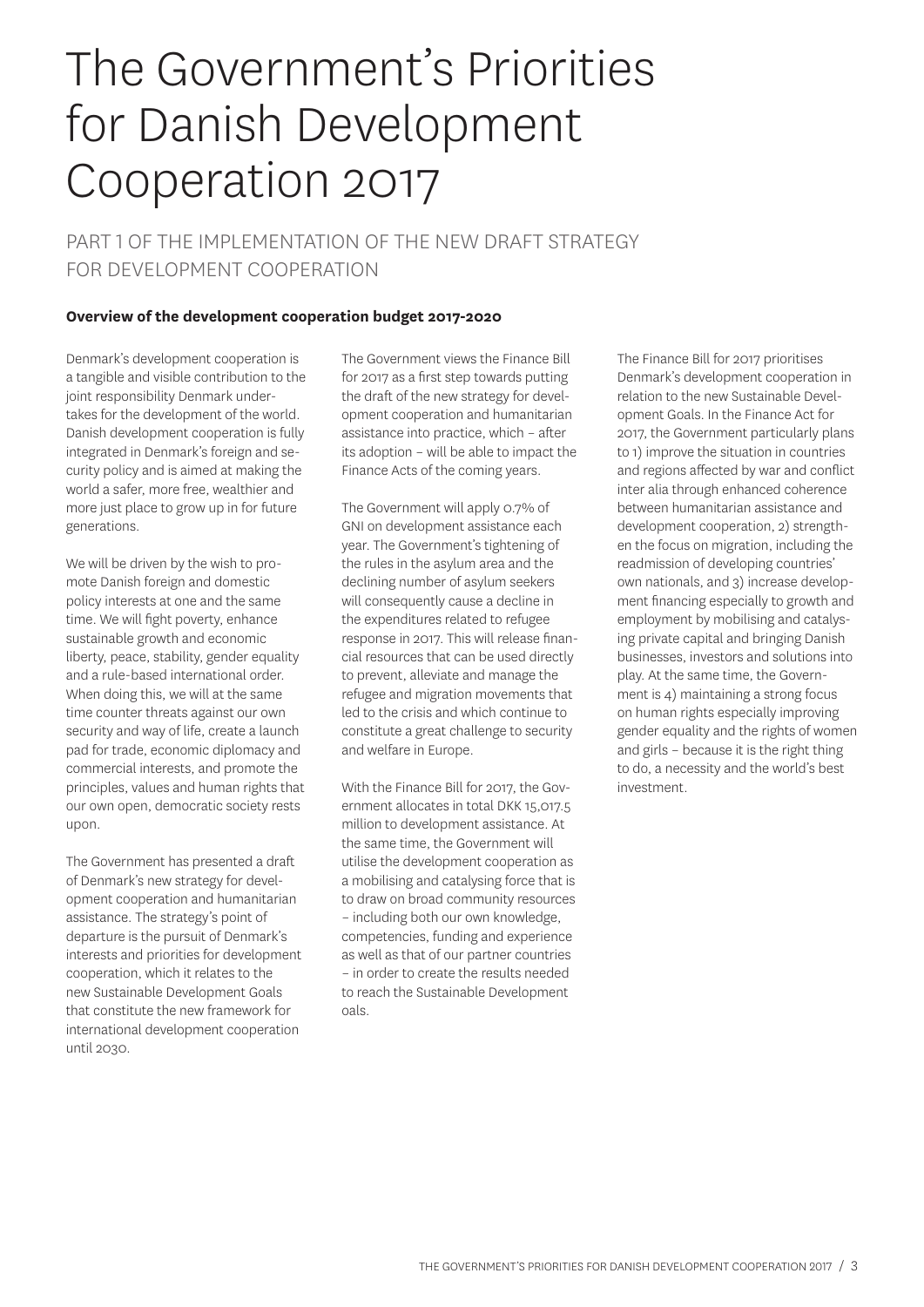# The Government's Priorities for Danish Development Cooperation 2017

## PART 1 OF THE IMPLEMENTATION OF THE NEW DRAFT STRATEGY FOR DEVELOPMENT COOPERATION

**Overview of the development cooperation budget 2017-2020**

Denmark's development cooperation is a tangible and visible contribution to the joint responsibility Denmark undertakes for the development of the world. Danish development cooperation is fully integrated in Denmark's foreign and security policy and is aimed at making the world a safer, more free, wealthier and more just place to grow up in for future generations.

We will be driven by the wish to promote Danish foreign and domestic policy interests at one and the same time. We will fight poverty, enhance sustainable growth and economic liberty, peace, stability, gender equality and a rule-based international order. When doing this, we will at the same time counter threats against our own security and way of life, create a launch pad for trade, economic diplomacy and commercial interests, and promote the principles, values and human rights that our own open, democratic society rests upon.

The Government has presented a draft of Denmark's new strategy for development cooperation and humanitarian assistance. The strategy's point of departure is the pursuit of Denmark's interests and priorities for development cooperation, which it relates to the new Sustainable Development Goals that constitute the new framework for international development cooperation until 2030.

The Government views the Finance Bill for 2017 as a first step towards putting the draft of the new strategy for development cooperation and humanitarian assistance into practice, which – after its adoption – will be able to impact the Finance Acts of the coming years.

The Government will apply 0.7% of GNI on development assistance each year. The Government's tightening of the rules in the asylum area and the declining number of asylum seekers will consequently cause a decline in the expenditures related to refugee response in 2017. This will release financial resources that can be used directly to prevent, alleviate and manage the refugee and migration movements that led to the crisis and which continue to constitute a great challenge to security and welfare in Europe.

With the Finance Bill for 2017, the Government allocates in total DKK 15,017.5 million to development assistance. At the same time, the Government will utilise the development cooperation as a mobilising and catalysing force that is to draw on broad community resources – including both our own knowledge, competencies, funding and experience as well as that of our partner countries – in order to create the results needed to reach the Sustainable Development oals.

The Finance Bill for 2017 prioritises Denmark's development cooperation in relation to the new Sustainable Development Goals. In the Finance Act for 2017, the Government particularly plans to 1) improve the situation in countries and regions affected by war and conflict inter alia through enhanced coherence between humanitarian assistance and development cooperation, 2) strengthen the focus on migration, including the readmission of developing countries' own nationals, and 3) increase development financing especially to growth and employment by mobilising and catalysing private capital and bringing Danish businesses, investors and solutions into play. At the same time, the Government is 4) maintaining a strong focus on human rights especially improving gender equality and the rights of women and girls – because it is the right thing to do, a necessity and the world's best investment.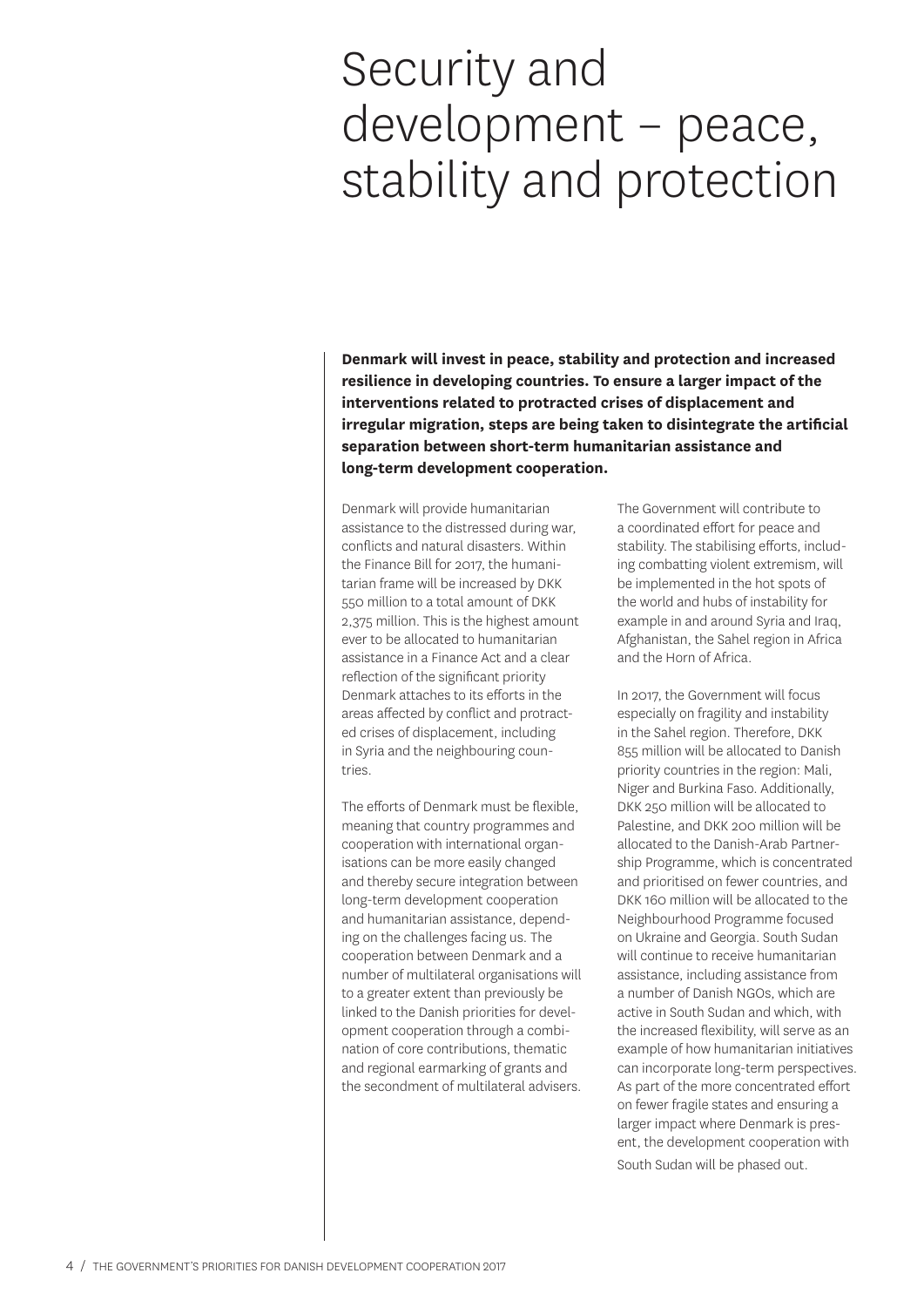# Security and development – peace, stability and protection

**Denmark will invest in peace, stability and protection and increased resilience in developing countries. To ensure a larger impact of the interventions related to protracted crises of displacement and irregular migration, steps are being taken to disintegrate the artificial separation between short-term humanitarian assistance and long-term development cooperation.**

Denmark will provide humanitarian assistance to the distressed during war, conflicts and natural disasters. Within the Finance Bill for 2017, the humanitarian frame will be increased by DKK 550 million to a total amount of DKK 2,375 million. This is the highest amount ever to be allocated to humanitarian assistance in a Finance Act and a clear reflection of the significant priority Denmark attaches to its efforts in the areas affected by conflict and protracted crises of displacement, including in Syria and the neighbouring countries.

The efforts of Denmark must be flexible, meaning that country programmes and cooperation with international organisations can be more easily changed and thereby secure integration between long-term development cooperation and humanitarian assistance, depending on the challenges facing us. The cooperation between Denmark and a number of multilateral organisations will to a greater extent than previously be linked to the Danish priorities for development cooperation through a combination of core contributions, thematic and regional earmarking of grants and the secondment of multilateral advisers.

The Government will contribute to a coordinated effort for peace and stability. The stabilising efforts, including combatting violent extremism, will be implemented in the hot spots of the world and hubs of instability for example in and around Syria and Iraq, Afghanistan, the Sahel region in Africa and the Horn of Africa.

In 2017, the Government will focus especially on fragility and instability in the Sahel region. Therefore, DKK 855 million will be allocated to Danish priority countries in the region: Mali, Niger and Burkina Faso. Additionally, DKK 250 million will be allocated to Palestine, and DKK 200 million will be allocated to the Danish-Arab Partnership Programme, which is concentrated and prioritised on fewer countries, and DKK 160 million will be allocated to the Neighbourhood Programme focused on Ukraine and Georgia. South Sudan will continue to receive humanitarian assistance, including assistance from a number of Danish NGOs, which are active in South Sudan and which, with the increased flexibility, will serve as an example of how humanitarian initiatives can incorporate long-term perspectives. As part of the more concentrated effort on fewer fragile states and ensuring a larger impact where Denmark is present, the development cooperation with South Sudan will be phased out.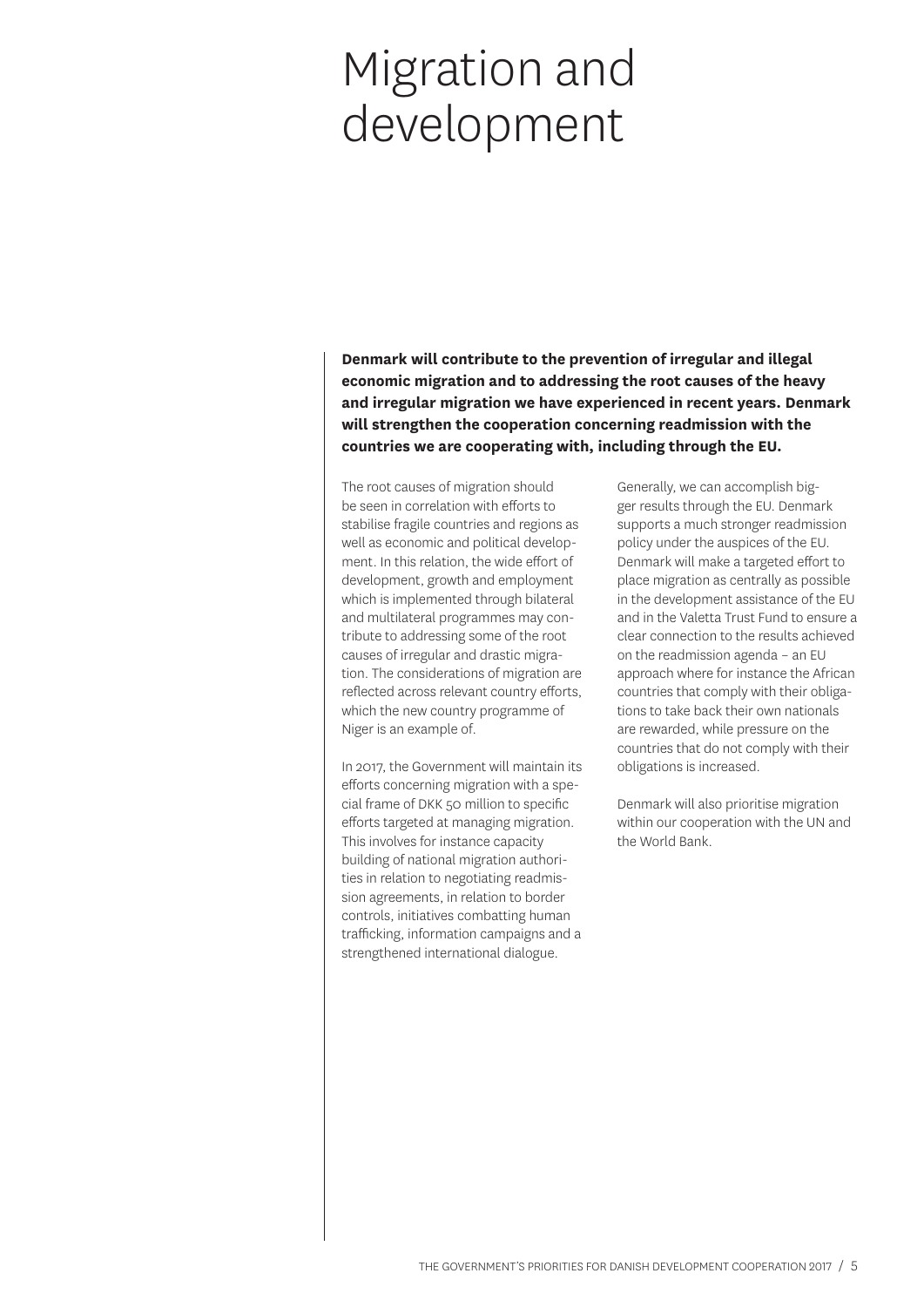# Migration and development

**Denmark will contribute to the prevention of irregular and illegal economic migration and to addressing the root causes of the heavy and irregular migration we have experienced in recent years. Denmark will strengthen the cooperation concerning readmission with the countries we are cooperating with, including through the EU.**

The root causes of migration should be seen in correlation with efforts to stabilise fragile countries and regions as well as economic and political development. In this relation, the wide effort of development, growth and employment which is implemented through bilateral and multilateral programmes may contribute to addressing some of the root causes of irregular and drastic migration. The considerations of migration are reflected across relevant country efforts, which the new country programme of Niger is an example of.

In 2017, the Government will maintain its efforts concerning migration with a special frame of DKK 50 million to specific efforts targeted at managing migration. This involves for instance capacity building of national migration authorities in relation to negotiating readmission agreements, in relation to border controls, initiatives combatting human trafficking, information campaigns and a strengthened international dialogue.

Generally, we can accomplish bigger results through the EU. Denmark supports a much stronger readmission policy under the auspices of the EU. Denmark will make a targeted effort to place migration as centrally as possible in the development assistance of the EU and in the Valetta Trust Fund to ensure a clear connection to the results achieved on the readmission agenda – an EU approach where for instance the African countries that comply with their obligations to take back their own nationals are rewarded, while pressure on the countries that do not comply with their obligations is increased.

Denmark will also prioritise migration within our cooperation with the UN and the World Bank.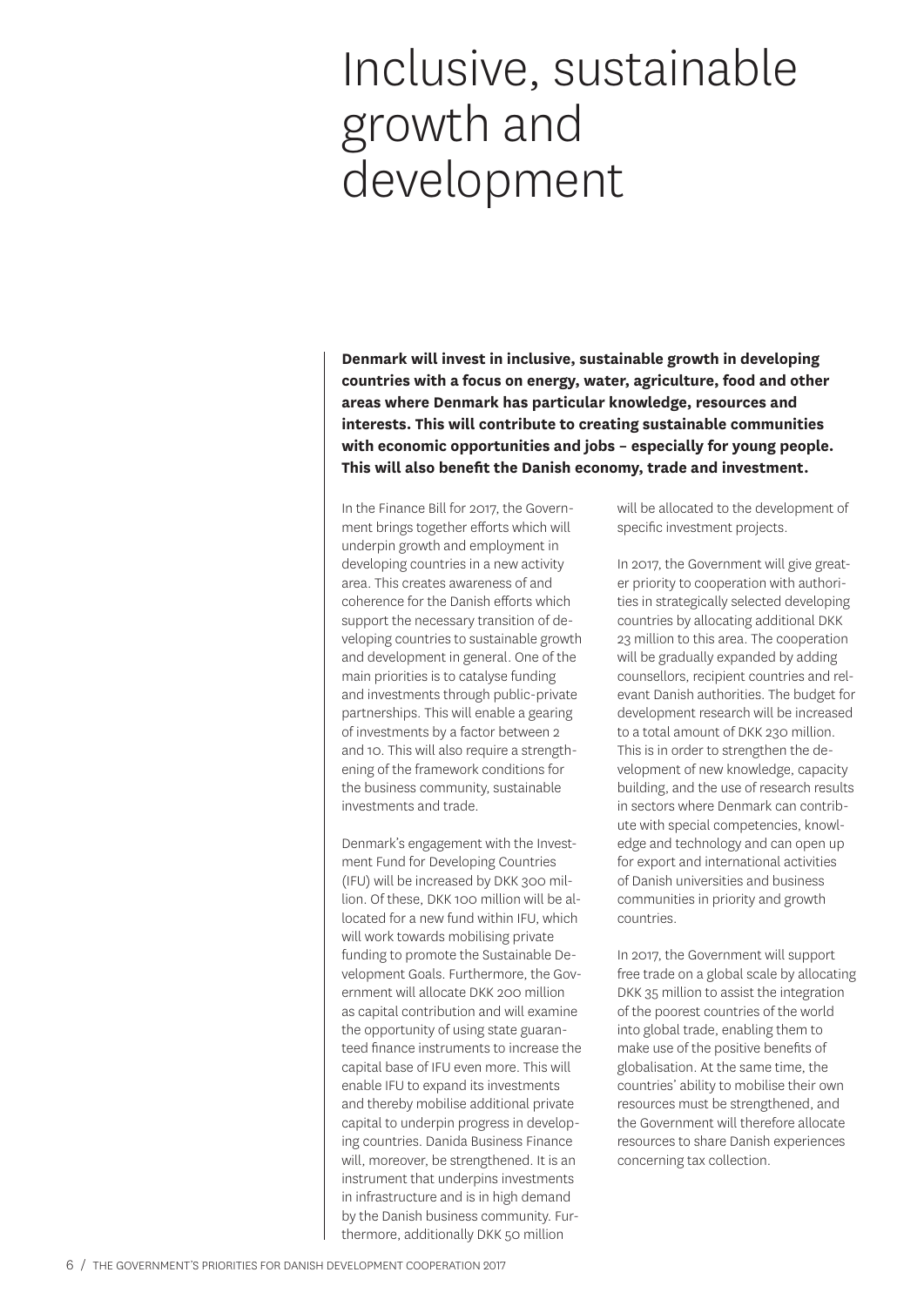# Inclusive, sustainable growth and development

**Denmark will invest in inclusive, sustainable growth in developing countries with a focus on energy, water, agriculture, food and other areas where Denmark has particular knowledge, resources and interests. This will contribute to creating sustainable communities with economic opportunities and jobs – especially for young people. This will also benefit the Danish economy, trade and investment.**

In the Finance Bill for 2017, the Government brings together efforts which will underpin growth and employment in developing countries in a new activity area. This creates awareness of and coherence for the Danish efforts which support the necessary transition of developing countries to sustainable growth and development in general. One of the main priorities is to catalyse funding and investments through public-private partnerships. This will enable a gearing of investments by a factor between 2 and 10. This will also require a strengthening of the framework conditions for the business community, sustainable investments and trade.

Denmark's engagement with the Investment Fund for Developing Countries (IFU) will be increased by DKK 300 million. Of these, DKK 100 million will be allocated for a new fund within IFU, which will work towards mobilising private funding to promote the Sustainable Development Goals. Furthermore, the Government will allocate DKK 200 million as capital contribution and will examine the opportunity of using state guaranteed finance instruments to increase the capital base of IFU even more. This will enable IFU to expand its investments and thereby mobilise additional private capital to underpin progress in developing countries. Danida Business Finance will, moreover, be strengthened. It is an instrument that underpins investments in infrastructure and is in high demand by the Danish business community. Furthermore, additionally DKK 50 million will be allocated to the development of specific investment projects.

In 2017, the Government will give greater priority to cooperation with authorities in strategically selected developing countries by allocating additional DKK 23 million to this area. The cooperation will be gradually expanded by adding counsellors, recipient countries and relevant Danish authorities. The budget for development research will be increased to a total amount of DKK 230 million. This is in order to strengthen the development of new knowledge, capacity building, and the use of research results in sectors where Denmark can contribute with special competencies, knowledge and technology and can open up for export and international activities of Danish universities and business communities in priority and growth countries.

In 2017, the Government will support free trade on a global scale by allocating DKK 35 million to assist the integration of the poorest countries of the world into global trade, enabling them to make use of the positive benefits of globalisation. At the same time, the countries' ability to mobilise their own resources must be strengthened, and the Government will therefore allocate resources to share Danish experiences concerning tax collection.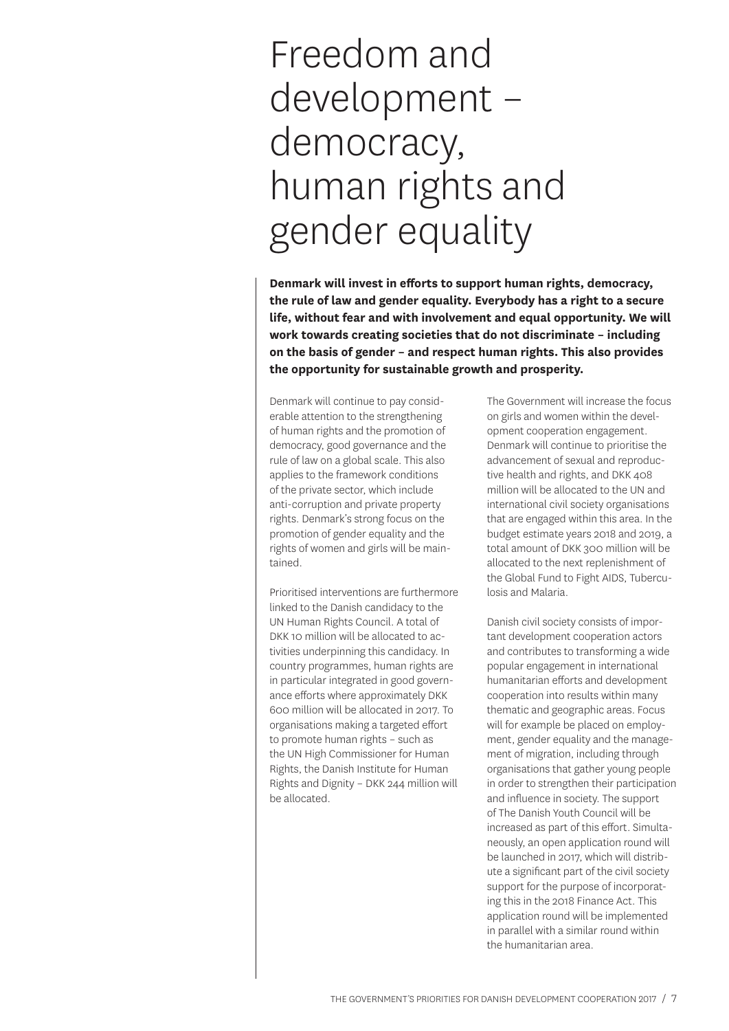# Freedom and development – democracy, human rights and gender equality

**Denmark will invest in efforts to support human rights, democracy, the rule of law and gender equality. Everybody has a right to a secure life, without fear and with involvement and equal opportunity. We will work towards creating societies that do not discriminate – including on the basis of gender – and respect human rights. This also provides the opportunity for sustainable growth and prosperity.**

Denmark will continue to pay considerable attention to the strengthening of human rights and the promotion of democracy, good governance and the rule of law on a global scale. This also applies to the framework conditions of the private sector, which include anti-corruption and private property rights. Denmark's strong focus on the promotion of gender equality and the rights of women and girls will be maintained.

Prioritised interventions are furthermore linked to the Danish candidacy to the UN Human Rights Council. A total of DKK 10 million will be allocated to activities underpinning this candidacy. In country programmes, human rights are in particular integrated in good governance efforts where approximately DKK 600 million will be allocated in 2017. To organisations making a targeted effort to promote human rights – such as the UN High Commissioner for Human Rights, the Danish Institute for Human Rights and Dignity – DKK 244 million will be allocated.

The Government will increase the focus on girls and women within the development cooperation engagement. Denmark will continue to prioritise the advancement of sexual and reproductive health and rights, and DKK 408 million will be allocated to the UN and international civil society organisations that are engaged within this area. In the budget estimate years 2018 and 2019, a total amount of DKK 300 million will be allocated to the next replenishment of the Global Fund to Fight AIDS, Tuberculosis and Malaria.

Danish civil society consists of important development cooperation actors and contributes to transforming a wide popular engagement in international humanitarian efforts and development cooperation into results within many thematic and geographic areas. Focus will for example be placed on employment, gender equality and the management of migration, including through organisations that gather young people in order to strengthen their participation and influence in society. The support of The Danish Youth Council will be increased as part of this effort. Simultaneously, an open application round will be launched in 2017, which will distribute a significant part of the civil society support for the purpose of incorporating this in the 2018 Finance Act. This application round will be implemented in parallel with a similar round within the humanitarian area.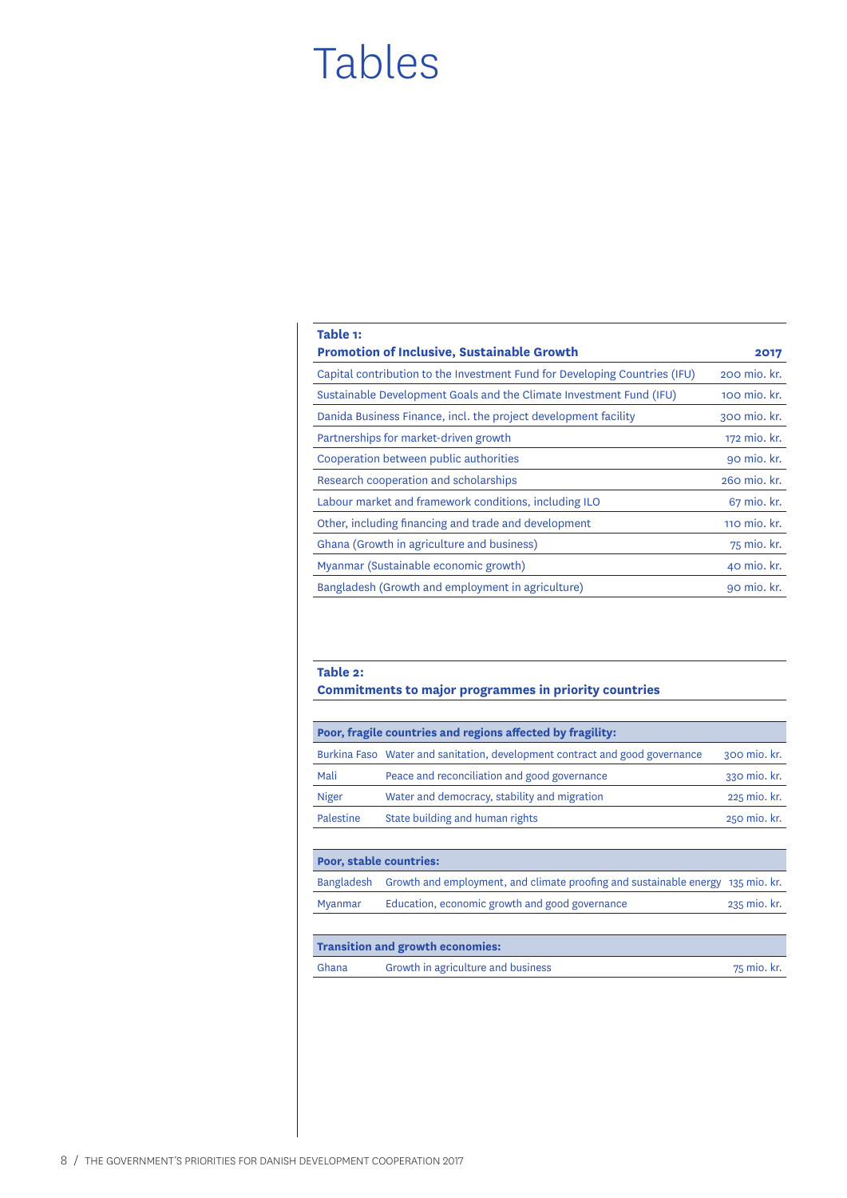# Tables

**Table 1:**

| Promotion of Inclusive, Sustainable Growth | 2017 |
|---|---|
| Capital contribution to the Investment Fund for Developing Countries (IFU) | 200 mio. kr. |
| Sustainable Development Goals and the Climate Investment Fund (IFU) | 100 mio. kr. |
| Danida Business Finance, incl. the project development facility | 300 mio. kr. |
| Partnerships for market-driven growth | 172 mio. kr. |
| Cooperation between public authorities | 90 mio. kr. |
| Research cooperation and scholarships | 260 mio. kr. |
| Labour market and framework conditions, including ILO | 67 mio. kr. |
| Other, including financing and trade and development | 110 mio. kr. |
| Ghana (Growth in agriculture and business) | 75 mio. kr. |
| Myanmar (Sustainable economic growth) | 40 mio. kr. |
| Bangladesh (Growth and employment in agriculture) | 90 mio. kr. |

**Table 2:**
**Commitments to major programmes in priority countries**

| Poor, fragile countries and regions affected by fragility: | | |
|---|---|---|
| Burkina Faso | Water and sanitation, development contract and good governance | 300 mio. kr. |
| Mali | Peace and reconciliation and good governance | 330 mio. kr. |
| Niger | Water and democracy, stability and migration | 225 mio. kr. |
| Palestine | State building and human rights | 250 mio. kr. |
| **Poor, stable countries:** | | |
| Bangladesh | Growth and employment, and climate proofing and sustainable energy | 135 mio. kr. |
| Myanmar | Education, economic growth and good governance | 235 mio. kr. |
| **Transition and growth economies:** | | |
| Ghana | Growth in agriculture and business | 75 mio. kr. |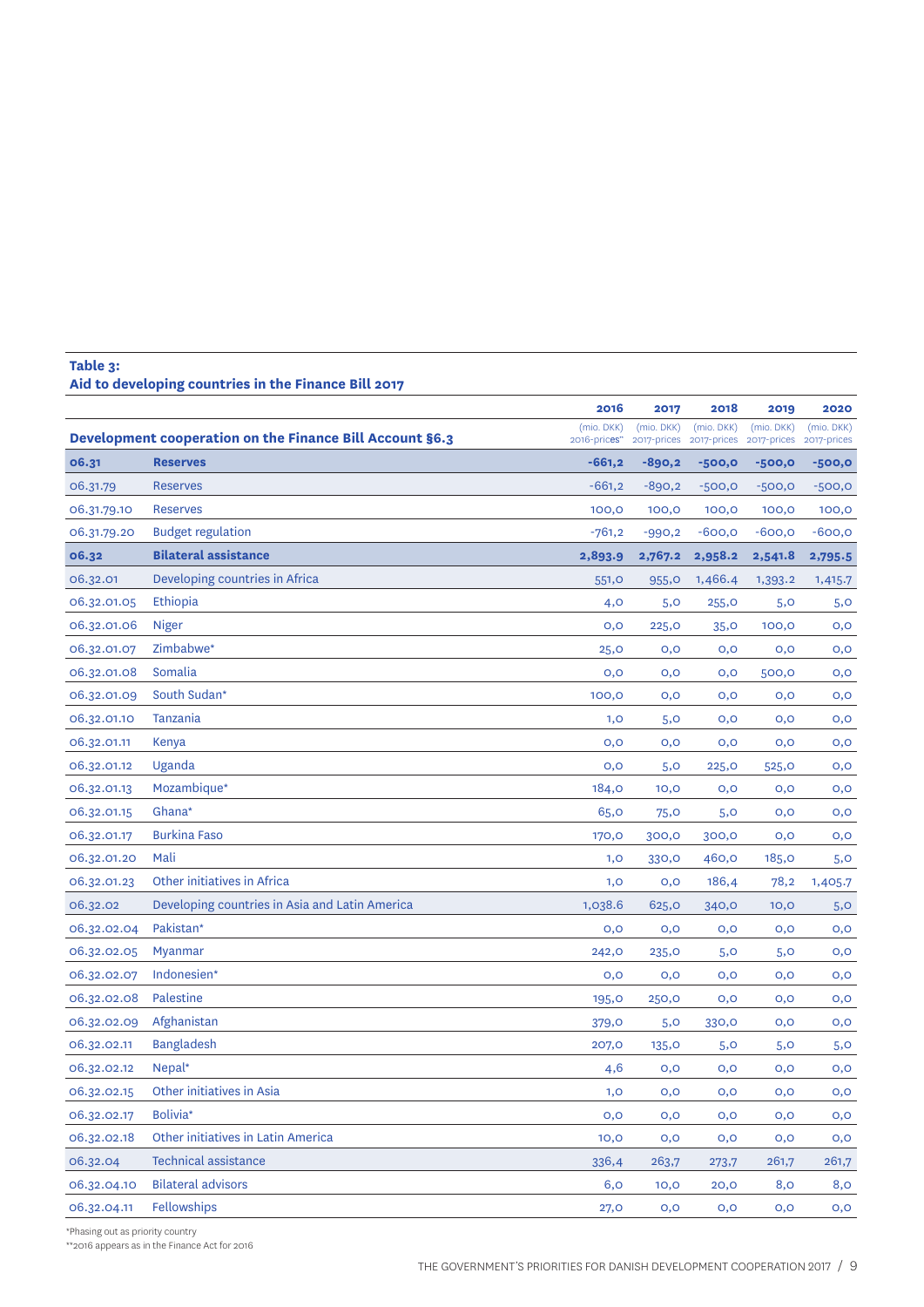**Table 3:**
**Aid to developing countries in the Finance Bill 2017**

| Development cooperation on the Finance Bill Account §6.3 | | 2016 (mio. DKK) 2016-prices** | 2017 (mio. DKK) 2017-prices | 2018 (mio. DKK) 2017-prices | 2019 (mio. DKK) 2017-prices | 2020 (mio. DKK) 2017-prices |
|---|---|---|---|---|---|---|
| **06.31** | **Reserves** | **-661,2** | **-890,2** | **-500,0** | **-500,0** | **-500,0** |
| 06.31.79 | Reserves | -661,2 | -890,2 | -500,0 | -500,0 | -500,0 |
| 06.31.79.10 | Reserves | 100,0 | 100,0 | 100,0 | 100,0 | 100,0 |
| 06.31.79.20 | Budget regulation | -761,2 | -990,2 | -600,0 | -600,0 | -600,0 |
| **06.32** | **Bilateral assistance** | **2,893.9** | **2,767.2** | **2,958.2** | **2,541.8** | **2,795.5** |
| 06.32.01 | Developing countries in Africa | 551,0 | 955,0 | 1,466.4 | 1,393.2 | 1,415.7 |
| 06.32.01.05 | Ethiopia | 4,0 | 5,0 | 255,0 | 5,0 | 5,0 |
| 06.32.01.06 | Niger | 0,0 | 225,0 | 35,0 | 100,0 | 0,0 |
| 06.32.01.07 | Zimbabwe* | 25,0 | 0,0 | 0,0 | 0,0 | 0,0 |
| 06.32.01.08 | Somalia | 0,0 | 0,0 | 0,0 | 500,0 | 0,0 |
| 06.32.01.09 | South Sudan* | 100,0 | 0,0 | 0,0 | 0,0 | 0,0 |
| 06.32.01.10 | Tanzania | 1,0 | 5,0 | 0,0 | 0,0 | 0,0 |
| 06.32.01.11 | Kenya | 0,0 | 0,0 | 0,0 | 0,0 | 0,0 |
| 06.32.01.12 | Uganda | 0,0 | 5,0 | 225,0 | 525,0 | 0,0 |
| 06.32.01.13 | Mozambique* | 184,0 | 10,0 | 0,0 | 0,0 | 0,0 |
| 06.32.01.15 | Ghana* | 65,0 | 75,0 | 5,0 | 0,0 | 0,0 |
| 06.32.01.17 | Burkina Faso | 170,0 | 300,0 | 300,0 | 0,0 | 0,0 |
| 06.32.01.20 | Mali | 1,0 | 330,0 | 460,0 | 185,0 | 5,0 |
| 06.32.01.23 | Other initiatives in Africa | 1,0 | 0,0 | 186,4 | 78,2 | 1,405.7 |
| 06.32.02 | Developing countries in Asia and Latin America | 1,038.6 | 625,0 | 340,0 | 10,0 | 5,0 |
| 06.32.02.04 | Pakistan* | 0,0 | 0,0 | 0,0 | 0,0 | 0,0 |
| 06.32.02.05 | Myanmar | 242,0 | 235,0 | 5,0 | 5,0 | 0,0 |
| 06.32.02.07 | Indonesien* | 0,0 | 0,0 | 0,0 | 0,0 | 0,0 |
| 06.32.02.08 | Palestine | 195,0 | 250,0 | 0,0 | 0,0 | 0,0 |
| 06.32.02.09 | Afghanistan | 379,0 | 5,0 | 330,0 | 0,0 | 0,0 |
| 06.32.02.11 | Bangladesh | 207,0 | 135,0 | 5,0 | 5,0 | 5,0 |
| 06.32.02.12 | Nepal* | 4,6 | 0,0 | 0,0 | 0,0 | 0,0 |
| 06.32.02.15 | Other initiatives in Asia | 1,0 | 0,0 | 0,0 | 0,0 | 0,0 |
| 06.32.02.17 | Bolivia* | 0,0 | 0,0 | 0,0 | 0,0 | 0,0 |
| 06.32.02.18 | Other initiatives in Latin America | 10,0 | 0,0 | 0,0 | 0,0 | 0,0 |
| 06.32.04 | Technical assistance | 336,4 | 263,7 | 273,7 | 261,7 | 261,7 |
| 06.32.04.10 | Bilateral advisors | 6,0 | 10,0 | 20,0 | 8,0 | 8,0 |
| 06.32.04.11 | Fellowships | 27,0 | 0,0 | 0,0 | 0,0 | 0,0 |

*Phasing out as priority country
**2016 appears as in the Finance Act for 2016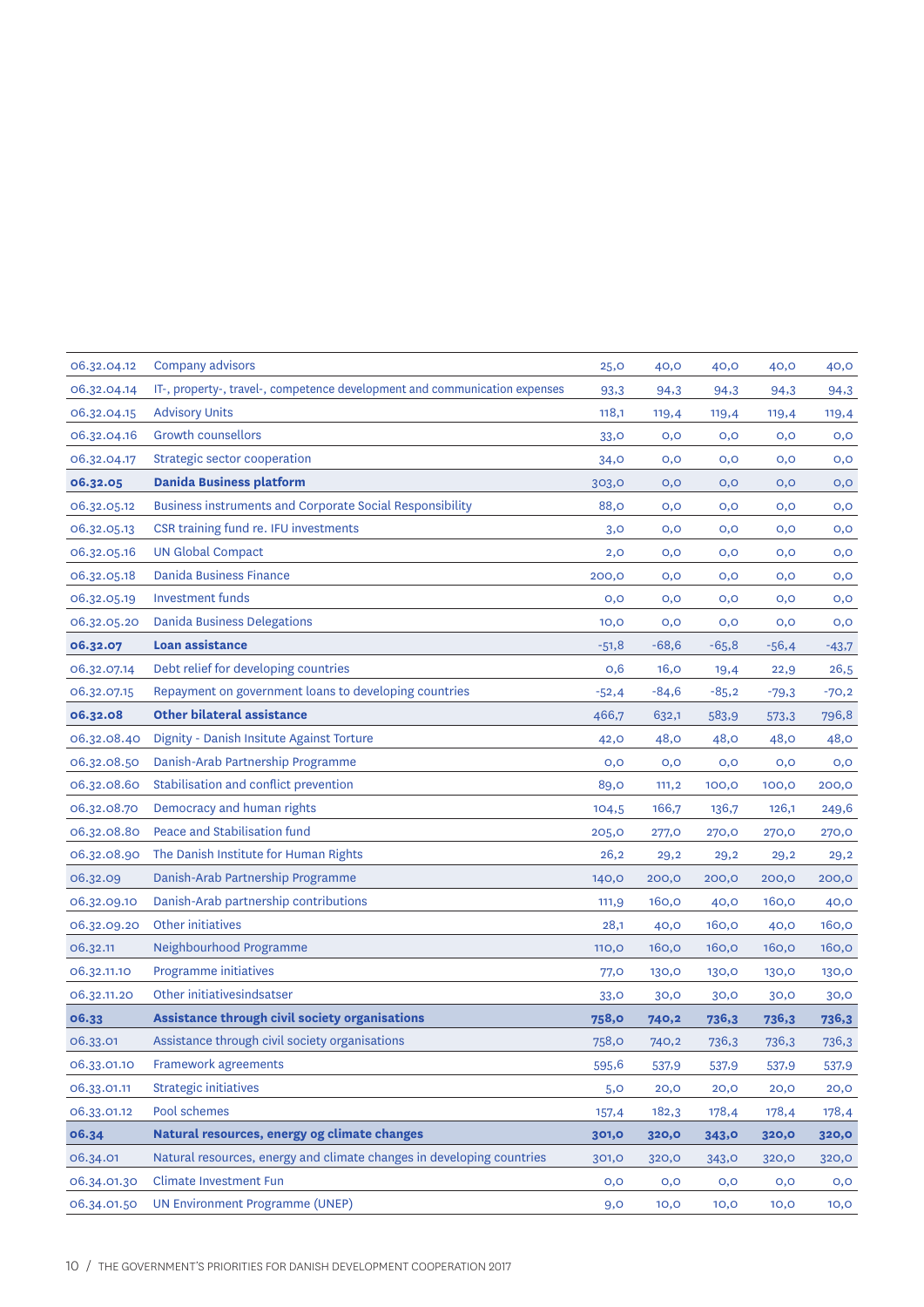| | | | | | | |
|---|---|---|---|---|---|---|
| 06.32.04.12 | Company advisors | 25,0 | 40,0 | 40,0 | 40,0 | 40,0 |
| 06.32.04.14 | IT-, property-, travel-, competence development and communication expenses | 93,3 | 94,3 | 94,3 | 94,3 | 94,3 |
| 06.32.04.15 | Advisory Units | 118,1 | 119,4 | 119,4 | 119,4 | 119,4 |
| 06.32.04.16 | Growth counsellors | 33,0 | 0,0 | 0,0 | 0,0 | 0,0 |
| 06.32.04.17 | Strategic sector cooperation | 34,0 | 0,0 | 0,0 | 0,0 | 0,0 |
| **06.32.05** | **Danida Business platform** | 303,0 | 0,0 | 0,0 | 0,0 | 0,0 |
| 06.32.05.12 | Business instruments and Corporate Social Responsibility | 88,0 | 0,0 | 0,0 | 0,0 | 0,0 |
| 06.32.05.13 | CSR training fund re. IFU investments | 3,0 | 0,0 | 0,0 | 0,0 | 0,0 |
| 06.32.05.16 | UN Global Compact | 2,0 | 0,0 | 0,0 | 0,0 | 0,0 |
| 06.32.05.18 | Danida Business Finance | 200,0 | 0,0 | 0,0 | 0,0 | 0,0 |
| 06.32.05.19 | Investment funds | 0,0 | 0,0 | 0,0 | 0,0 | 0,0 |
| 06.32.05.20 | Danida Business Delegations | 10,0 | 0,0 | 0,0 | 0,0 | 0,0 |
| **06.32.07** | **Loan assistance** | -51,8 | -68,6 | -65,8 | -56,4 | -43,7 |
| 06.32.07.14 | Debt relief for developing countries | 0,6 | 16,0 | 19,4 | 22,9 | 26,5 |
| 06.32.07.15 | Repayment on government loans to developing countries | -52,4 | -84,6 | -85,2 | -79,3 | -70,2 |
| **06.32.08** | **Other bilateral assistance** | 466,7 | 632,1 | 583,9 | 573,3 | 796,8 |
| 06.32.08.40 | Dignity - Danish Insitute Against Torture | 42,0 | 48,0 | 48,0 | 48,0 | 48,0 |
| 06.32.08.50 | Danish-Arab Partnership Programme | 0,0 | 0,0 | 0,0 | 0,0 | 0,0 |
| 06.32.08.60 | Stabilisation and conflict prevention | 89,0 | 111,2 | 100,0 | 100,0 | 200,0 |
| 06.32.08.70 | Democracy and human rights | 104,5 | 166,7 | 136,7 | 126,1 | 249,6 |
| 06.32.08.80 | Peace and Stabilisation fund | 205,0 | 277,0 | 270,0 | 270,0 | 270,0 |
| 06.32.08.90 | The Danish Institute for Human Rights | 26,2 | 29,2 | 29,2 | 29,2 | 29,2 |
| 06.32.09 | Danish-Arab Partnership Programme | 140,0 | 200,0 | 200,0 | 200,0 | 200,0 |
| 06.32.09.10 | Danish-Arab partnership contributions | 111,9 | 160,0 | 40,0 | 160,0 | 40,0 |
| 06.32.09.20 | Other initiatives | 28,1 | 40,0 | 160,0 | 40,0 | 160,0 |
| 06.32.11 | Neighbourhood Programme | 110,0 | 160,0 | 160,0 | 160,0 | 160,0 |
| 06.32.11.10 | Programme initiatives | 77,0 | 130,0 | 130,0 | 130,0 | 130,0 |
| 06.32.11.20 | Other initiativesindsatser | 33,0 | 30,0 | 30,0 | 30,0 | 30,0 |
| **06.33** | **Assistance through civil society organisations** | **758,0** | **740,2** | **736,3** | **736,3** | **736,3** |
| 06.33.01 | Assistance through civil society organisations | 758,0 | 740,2 | 736,3 | 736,3 | 736,3 |
| 06.33.01.10 | Framework agreements | 595,6 | 537,9 | 537,9 | 537,9 | 537,9 |
| 06.33.01.11 | Strategic initiatives | 5,0 | 20,0 | 20,0 | 20,0 | 20,0 |
| 06.33.01.12 | Pool schemes | 157,4 | 182,3 | 178,4 | 178,4 | 178,4 |
| **06.34** | **Natural resources, energy og climate changes** | **301,0** | **320,0** | **343,0** | **320,0** | **320,0** |
| 06.34.01 | Natural resources, energy and climate changes in developing countries | 301,0 | 320,0 | 343,0 | 320,0 | 320,0 |
| 06.34.01.30 | Climate Investment Fun | 0,0 | 0,0 | 0,0 | 0,0 | 0,0 |
| 06.34.01.50 | UN Environment Programme (UNEP) | 9,0 | 10,0 | 10,0 | 10,0 | 10,0 |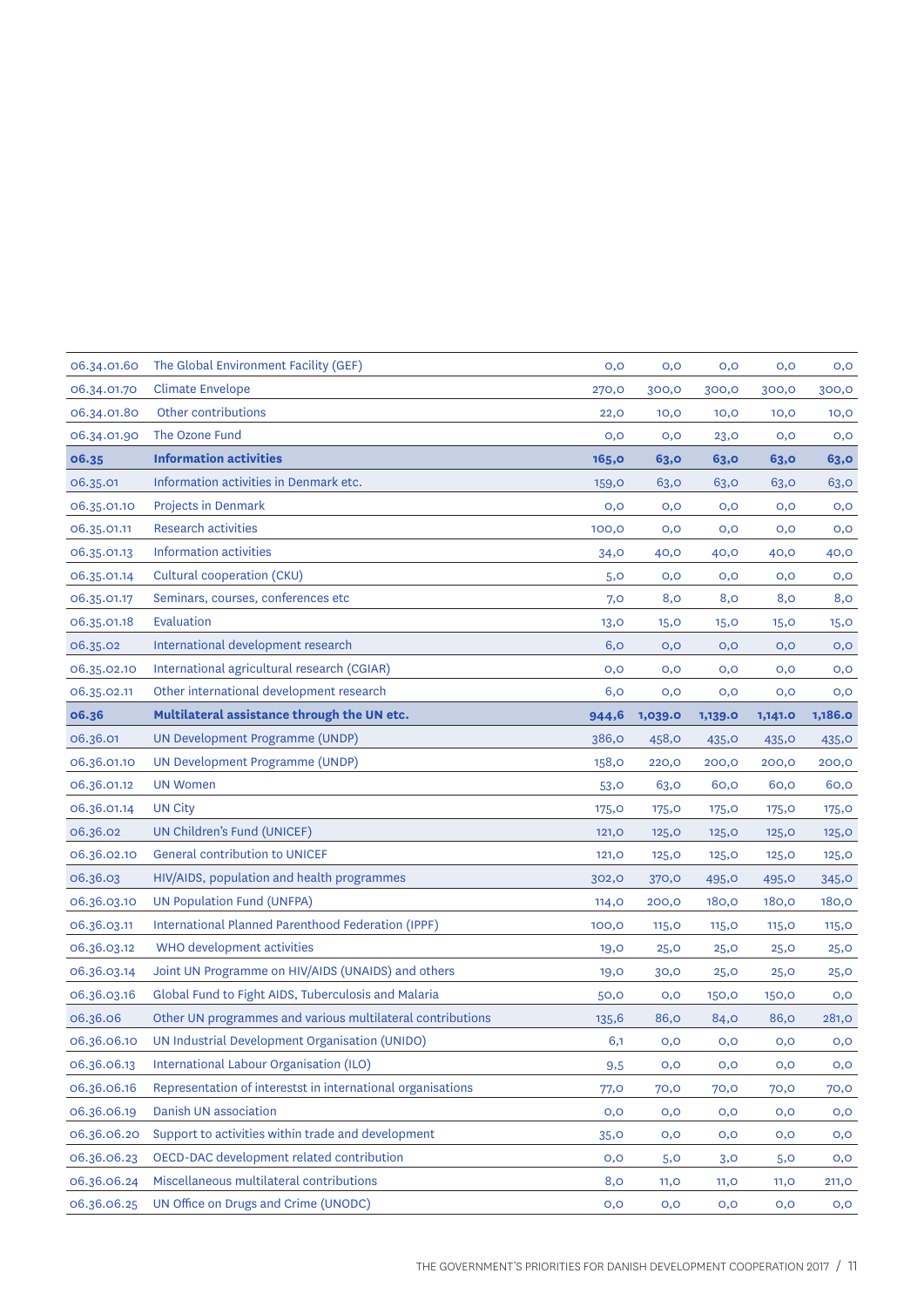| | | | | | | |
|---|---|---|---|---|---|---|
| 06.34.01.60 | The Global Environment Facility (GEF) | 0,0 | 0,0 | 0,0 | 0,0 | 0,0 |
| 06.34.01.70 | Climate Envelope | 270,0 | 300,0 | 300,0 | 300,0 | 300,0 |
| 06.34.01.80 | Other contributions | 22,0 | 10,0 | 10,0 | 10,0 | 10,0 |
| 06.34.01.90 | The Ozone Fund | 0,0 | 0,0 | 23,0 | 0,0 | 0,0 |
| **06.35** | **Information activities** | **165,0** | **63,0** | **63,0** | **63,0** | **63,0** |
| 06.35.01 | Information activities in Denmark etc. | 159,0 | 63,0 | 63,0 | 63,0 | 63,0 |
| 06.35.01.10 | Projects in Denmark | 0,0 | 0,0 | 0,0 | 0,0 | 0,0 |
| 06.35.01.11 | Research activities | 100,0 | 0,0 | 0,0 | 0,0 | 0,0 |
| 06.35.01.13 | Information activities | 34,0 | 40,0 | 40,0 | 40,0 | 40,0 |
| 06.35.01.14 | Cultural cooperation (CKU) | 5,0 | 0,0 | 0,0 | 0,0 | 0,0 |
| 06.35.01.17 | Seminars, courses, conferences etc | 7,0 | 8,0 | 8,0 | 8,0 | 8,0 |
| 06.35.01.18 | Evaluation | 13,0 | 15,0 | 15,0 | 15,0 | 15,0 |
| 06.35.02 | International development research | 6,0 | 0,0 | 0,0 | 0,0 | 0,0 |
| 06.35.02.10 | International agricultural research (CGIAR) | 0,0 | 0,0 | 0,0 | 0,0 | 0,0 |
| 06.35.02.11 | Other international development research | 6,0 | 0,0 | 0,0 | 0,0 | 0,0 |
| **06.36** | **Multilateral assistance through the UN etc.** | **944,6** | **1,039.0** | **1,139.0** | **1,141.0** | **1,186.0** |
| 06.36.01 | UN Development Programme (UNDP) | 386,0 | 458,0 | 435,0 | 435,0 | 435,0 |
| 06.36.01.10 | UN Development Programme (UNDP) | 158,0 | 220,0 | 200,0 | 200,0 | 200,0 |
| 06.36.01.12 | UN Women | 53,0 | 63,0 | 60,0 | 60,0 | 60,0 |
| 06.36.01.14 | UN City | 175,0 | 175,0 | 175,0 | 175,0 | 175,0 |
| 06.36.02 | UN Children's Fund (UNICEF) | 121,0 | 125,0 | 125,0 | 125,0 | 125,0 |
| 06.36.02.10 | General contribution to UNICEF | 121,0 | 125,0 | 125,0 | 125,0 | 125,0 |
| 06.36.03 | HIV/AIDS, population and health programmes | 302,0 | 370,0 | 495,0 | 495,0 | 345,0 |
| 06.36.03.10 | UN Population Fund (UNFPA) | 114,0 | 200,0 | 180,0 | 180,0 | 180,0 |
| 06.36.03.11 | International Planned Parenthood Federation (IPPF) | 100,0 | 115,0 | 115,0 | 115,0 | 115,0 |
| 06.36.03.12 | WHO development activities | 19,0 | 25,0 | 25,0 | 25,0 | 25,0 |
| 06.36.03.14 | Joint UN Programme on HIV/AIDS (UNAIDS) and others | 19,0 | 30,0 | 25,0 | 25,0 | 25,0 |
| 06.36.03.16 | Global Fund to Fight AIDS, Tuberculosis and Malaria | 50,0 | 0,0 | 150,0 | 150,0 | 0,0 |
| 06.36.06 | Other UN programmes and various multilateral contributions | 135,6 | 86,0 | 84,0 | 86,0 | 281,0 |
| 06.36.06.10 | UN Industrial Development Organisation (UNIDO) | 6,1 | 0,0 | 0,0 | 0,0 | 0,0 |
| 06.36.06.13 | International Labour Organisation (ILO) | 9,5 | 0,0 | 0,0 | 0,0 | 0,0 |
| 06.36.06.16 | Representation of intereststs in international organisations | 77,0 | 70,0 | 70,0 | 70,0 | 70,0 |
| 06.36.06.19 | Danish UN association | 0,0 | 0,0 | 0,0 | 0,0 | 0,0 |
| 06.36.06.20 | Support to activities within trade and development | 35,0 | 0,0 | 0,0 | 0,0 | 0,0 |
| 06.36.06.23 | OECD-DAC development related contribution | 0,0 | 5,0 | 3,0 | 5,0 | 0,0 |
| 06.36.06.24 | Miscellaneous multilateral contributions | 8,0 | 11,0 | 11,0 | 11,0 | 211,0 |
| 06.36.06.25 | UN Office on Drugs and Crime (UNODC) | 0,0 | 0,0 | 0,0 | 0,0 | 0,0 |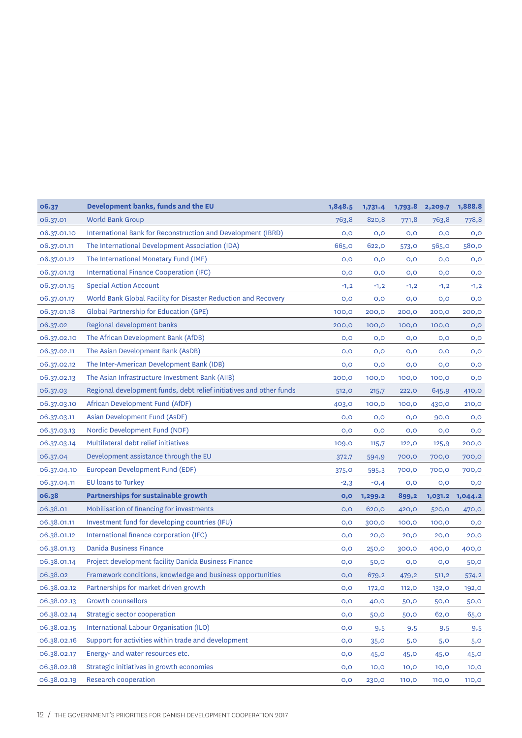| 06.37 | Development banks, funds and the EU | 1,848.5 | 1,731.4 | 1,793.8 | 2,209.7 | 1,888.8 |
|---|---|---|---|---|---|---|
| 06.37.01 | World Bank Group | 763,8 | 820,8 | 771,8 | 763,8 | 778,8 |
| 06.37.01.10 | International Bank for Reconstruction and Development (IBRD) | 0,0 | 0,0 | 0,0 | 0,0 | 0,0 |
| 06.37.01.11 | The International Development Association (IDA) | 665,0 | 622,0 | 573,0 | 565,0 | 580,0 |
| 06.37.01.12 | The International Monetary Fund (IMF) | 0,0 | 0,0 | 0,0 | 0,0 | 0,0 |
| 06.37.01.13 | International Finance Cooperation (IFC) | 0,0 | 0,0 | 0,0 | 0,0 | 0,0 |
| 06.37.01.15 | Special Action Account | -1,2 | -1,2 | -1,2 | -1,2 | -1,2 |
| 06.37.01.17 | World Bank Global Facility for Disaster Reduction and Recovery | 0,0 | 0,0 | 0,0 | 0,0 | 0,0 |
| 06.37.01.18 | Global Partnership for Education (GPE) | 100,0 | 200,0 | 200,0 | 200,0 | 200,0 |
| 06.37.02 | Regional development banks | 200,0 | 100,0 | 100,0 | 100,0 | 0,0 |
| 06.37.02.10 | The African Development Bank (AfDB) | 0,0 | 0,0 | 0,0 | 0,0 | 0,0 |
| 06.37.02.11 | The Asian Development Bank (AsDB) | 0,0 | 0,0 | 0,0 | 0,0 | 0,0 |
| 06.37.02.12 | The Inter-American Development Bank (IDB) | 0,0 | 0,0 | 0,0 | 0,0 | 0,0 |
| 06.37.02.13 | The Asian Infrastructure Investment Bank (AIIB) | 200,0 | 100,0 | 100,0 | 100,0 | 0,0 |
| 06.37.03 | Regional development funds, debt relief initiatives and other funds | 512,0 | 215,7 | 222,0 | 645,9 | 410,0 |
| 06.37.03.10 | African Development Fund (AfDF) | 403,0 | 100,0 | 100,0 | 430,0 | 210,0 |
| 06.37.03.11 | Asian Development Fund (AsDF) | 0,0 | 0,0 | 0,0 | 90,0 | 0,0 |
| 06.37.03.13 | Nordic Development Fund (NDF) | 0,0 | 0,0 | 0,0 | 0,0 | 0,0 |
| 06.37.03.14 | Multilateral debt relief initiatives | 109,0 | 115,7 | 122,0 | 125,9 | 200,0 |
| 06.37.04 | Development assistance through the EU | 372,7 | 594,9 | 700,0 | 700,0 | 700,0 |
| 06.37.04.10 | European Development Fund (EDF) | 375,0 | 595,3 | 700,0 | 700,0 | 700,0 |
| 06.37.04.11 | EU loans to Turkey | -2,3 | -0,4 | 0,0 | 0,0 | 0,0 |
| **06.38** | **Partnerships for sustainable growth** | **0,0** | **1,299.2** | **899,2** | **1,031.2** | **1,044.2** |
| 06.38.01 | Mobilisation of financing for investments | 0,0 | 620,0 | 420,0 | 520,0 | 470,0 |
| 06.38.01.11 | Investment fund for developing countries (IFU) | 0,0 | 300,0 | 100,0 | 100,0 | 0,0 |
| 06.38.01.12 | International finance corporation (IFC) | 0,0 | 20,0 | 20,0 | 20,0 | 20,0 |
| 06.38.01.13 | Danida Business Finance | 0,0 | 250,0 | 300,0 | 400,0 | 400,0 |
| 06.38.01.14 | Project development facility Danida Business Finance | 0,0 | 50,0 | 0,0 | 0,0 | 50,0 |
| 06.38.02 | Framework conditions, knowledge and business opportunities | 0,0 | 679,2 | 479,2 | 511,2 | 574,2 |
| 06.38.02.12 | Partnerships for market driven growth | 0,0 | 172,0 | 112,0 | 132,0 | 192,0 |
| 06.38.02.13 | Growth counsellors | 0,0 | 40,0 | 50,0 | 50,0 | 50,0 |
| 06.38.02.14 | Strategic sector cooperation | 0,0 | 50,0 | 50,0 | 62,0 | 65,0 |
| 06.38.02.15 | International Labour Organisation (ILO) | 0,0 | 9,5 | 9,5 | 9,5 | 9,5 |
| 06.38.02.16 | Support for activities within trade and development | 0,0 | 35,0 | 5,0 | 5,0 | 5,0 |
| 06.38.02.17 | Energy- and water resources etc. | 0,0 | 45,0 | 45,0 | 45,0 | 45,0 |
| 06.38.02.18 | Strategic initiatives in growth economies | 0,0 | 10,0 | 10,0 | 10,0 | 10,0 |
| 06.38.02.19 | Research cooperation | 0,0 | 230,0 | 110,0 | 110,0 | 110,0 |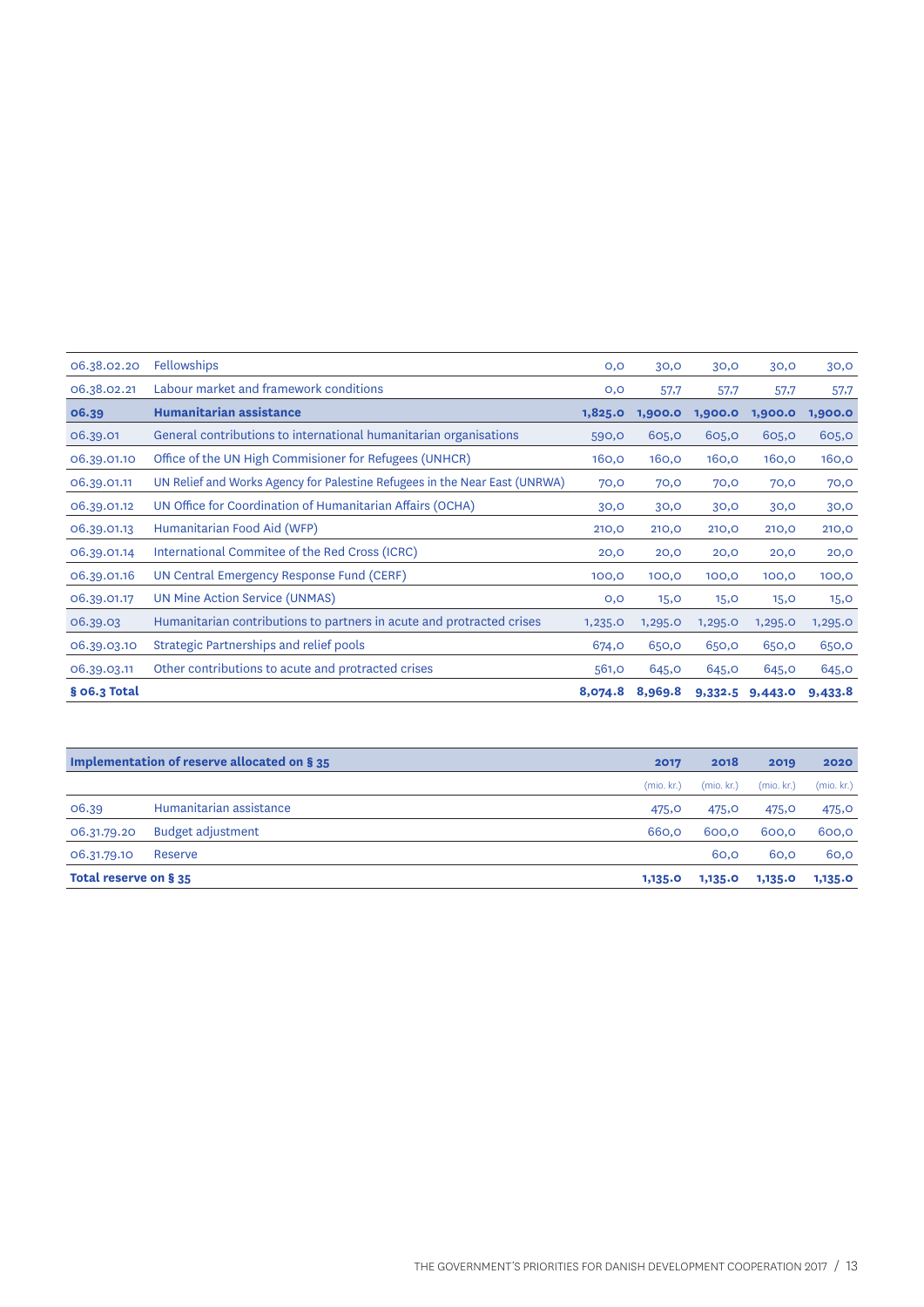| | | | | | | |
|---|---|---|---|---|---|---|
| 06.38.02.20 | Fellowships | 0,0 | 30,0 | 30,0 | 30,0 | 30,0 |
| 06.38.02.21 | Labour market and framework conditions | 0,0 | 57,7 | 57,7 | 57,7 | 57,7 |
| **06.39** | **Humanitarian assistance** | **1,825.0** | **1,900.0** | **1,900.0** | **1,900.0** | **1,900.0** |
| 06.39.01 | General contributions to international humanitarian organisations | 590,0 | 605,0 | 605,0 | 605,0 | 605,0 |
| 06.39.01.10 | Office of the UN High Commisioner for Refugees (UNHCR) | 160,0 | 160,0 | 160,0 | 160,0 | 160,0 |
| 06.39.01.11 | UN Relief and Works Agency for Palestine Refugees in the Near East (UNRWA) | 70,0 | 70,0 | 70,0 | 70,0 | 70,0 |
| 06.39.01.12 | UN Office for Coordination of Humanitarian Affairs (OCHA) | 30,0 | 30,0 | 30,0 | 30,0 | 30,0 |
| 06.39.01.13 | Humanitarian Food Aid (WFP) | 210,0 | 210,0 | 210,0 | 210,0 | 210,0 |
| 06.39.01.14 | International Commitee of the Red Cross (ICRC) | 20,0 | 20,0 | 20,0 | 20,0 | 20,0 |
| 06.39.01.16 | UN Central Emergency Response Fund (CERF) | 100,0 | 100,0 | 100,0 | 100,0 | 100,0 |
| 06.39.01.17 | UN Mine Action Service (UNMAS) | 0,0 | 15,0 | 15,0 | 15,0 | 15,0 |
| 06.39.03 | Humanitarian contributions to partners in acute and protracted crises | 1,235.0 | 1,295.0 | 1,295.0 | 1,295.0 | 1,295.0 |
| 06.39.03.10 | Strategic Partnerships and relief pools | 674,0 | 650,0 | 650,0 | 650,0 | 650,0 |
| 06.39.03.11 | Other contributions to acute and protracted crises | 561,0 | 645,0 | 645,0 | 645,0 | 645,0 |
| **§ 06.3 Total** | | **8,074.8** | **8,969.8** | **9,332.5** | **9,443.0** | **9,433.8** |

| **Implementation of reserve allocated on § 35** | | **2017** | **2018** | **2019** | **2020** |
|---|---|---|---|---|---|
| | | (mio. kr.) | (mio. kr.) | (mio. kr.) | (mio. kr.) |
| 06.39 | Humanitarian assistance | 475,0 | 475,0 | 475,0 | 475,0 |
| 06.31.79.20 | Budget adjustment | 660,0 | 600,0 | 600,0 | 600,0 |
| 06.31.79.10 | Reserve | | 60,0 | 60,0 | 60,0 |
| **Total reserve on § 35** | | **1,135.0** | **1,135.0** | **1,135.0** | **1,135.0** |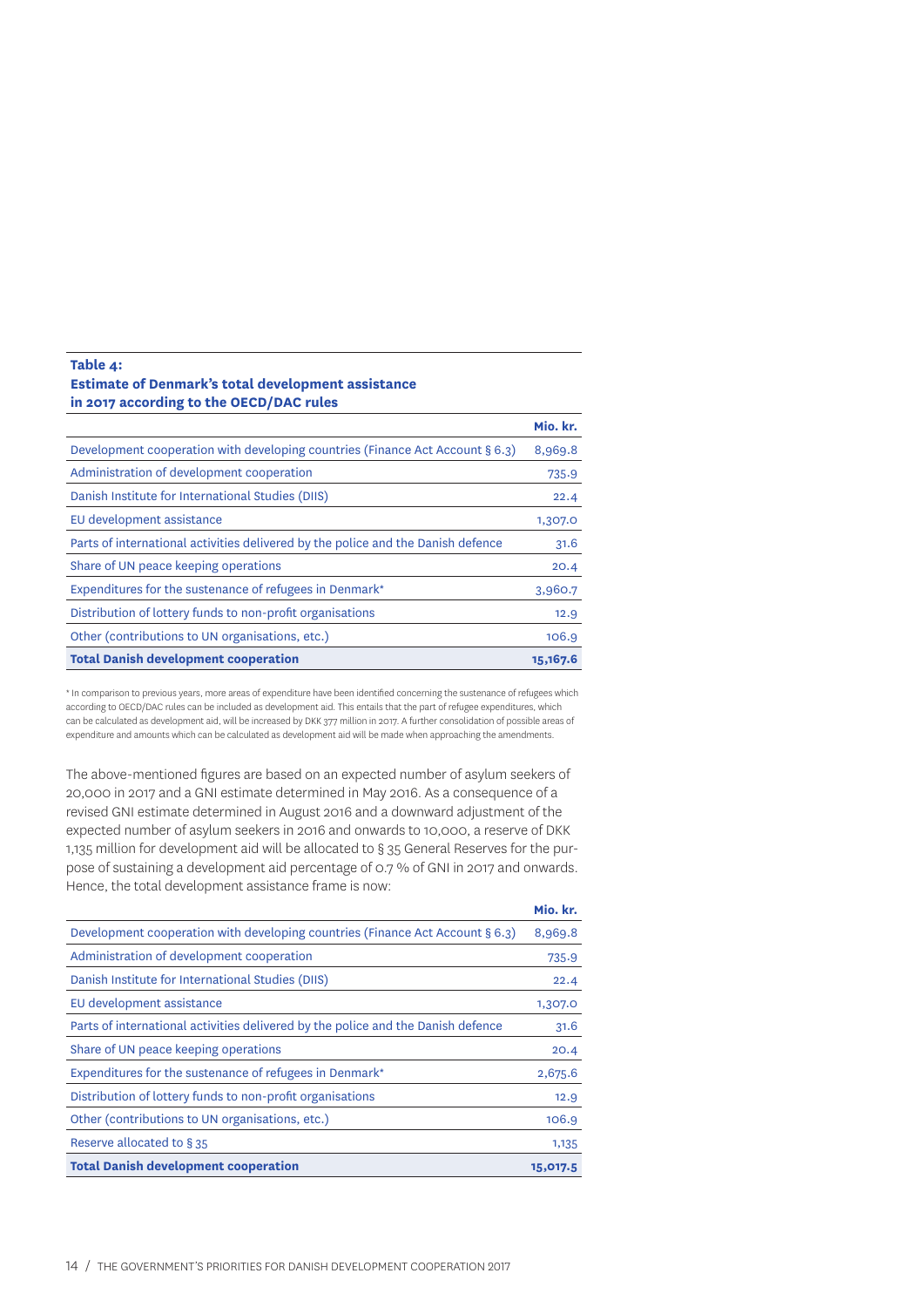**Table 4:**
**Estimate of Denmark's total development assistance in 2017 according to the OECD/DAC rules**

| | Mio. kr. |
|---|---|
| Development cooperation with developing countries (Finance Act Account § 6.3) | 8,969.8 |
| Administration of development cooperation | 735.9 |
| Danish Institute for International Studies (DIIS) | 22.4 |
| EU development assistance | 1,307.0 |
| Parts of international activities delivered by the police and the Danish defence | 31.6 |
| Share of UN peace keeping operations | 20.4 |
| Expenditures for the sustenance of refugees in Denmark* | 3,960.7 |
| Distribution of lottery funds to non-profit organisations | 12.9 |
| Other (contributions to UN organisations, etc.) | 106.9 |
| **Total Danish development cooperation** | **15,167.6** |

* In comparison to previous years, more areas of expenditure have been identified concerning the sustenance of refugees which according to OECD/DAC rules can be included as development aid. This entails that the part of refugee expenditures, which can be calculated as development aid, will be increased by DKK 377 million in 2017. A further consolidation of possible areas of expenditure and amounts which can be calculated as development aid will be made when approaching the amendments.

The above-mentioned figures are based on an expected number of asylum seekers of 20,000 in 2017 and a GNI estimate determined in May 2016. As a consequence of a revised GNI estimate determined in August 2016 and a downward adjustment of the expected number of asylum seekers in 2016 and onwards to 10,000, a reserve of DKK 1,135 million for development aid will be allocated to § 35 General Reserves for the purpose of sustaining a development aid percentage of 0.7 % of GNI in 2017 and onwards. Hence, the total development assistance frame is now:

| | Mio. kr. |
|---|---|
| Development cooperation with developing countries (Finance Act Account § 6.3) | 8,969.8 |
| Administration of development cooperation | 735.9 |
| Danish Institute for International Studies (DIIS) | 22.4 |
| EU development assistance | 1,307.0 |
| Parts of international activities delivered by the police and the Danish defence | 31.6 |
| Share of UN peace keeping operations | 20.4 |
| Expenditures for the sustenance of refugees in Denmark* | 2,675.6 |
| Distribution of lottery funds to non-profit organisations | 12.9 |
| Other (contributions to UN organisations, etc.) | 106.9 |
| Reserve allocated to § 35 | 1,135 |
| **Total Danish development cooperation** | **15,017.5** |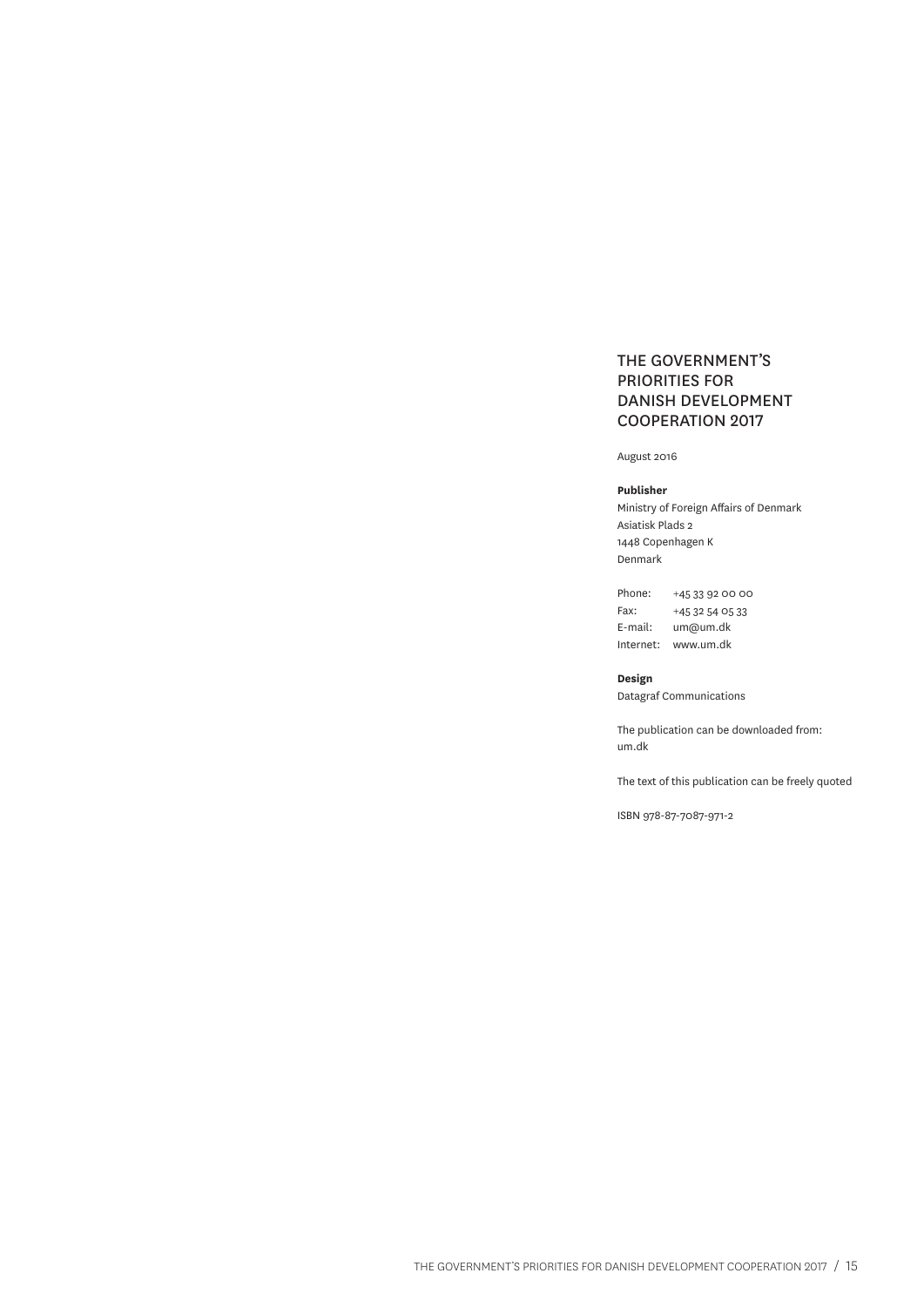# THE GOVERNMENT'S PRIORITIES FOR DANISH DEVELOPMENT COOPERATION 2017

August 2016

**Publisher**

Ministry of Foreign Affairs of Denmark
Asiatisk Plads 2
1448 Copenhagen K
Denmark

Phone: +45 33 92 00 00
Fax: +45 32 54 05 33
E-mail: um@um.dk
Internet: www.um.dk

**Design**

Datagraf Communications

The publication can be downloaded from:
um.dk

The text of this publication can be freely quoted

ISBN 978-87-7087-971-2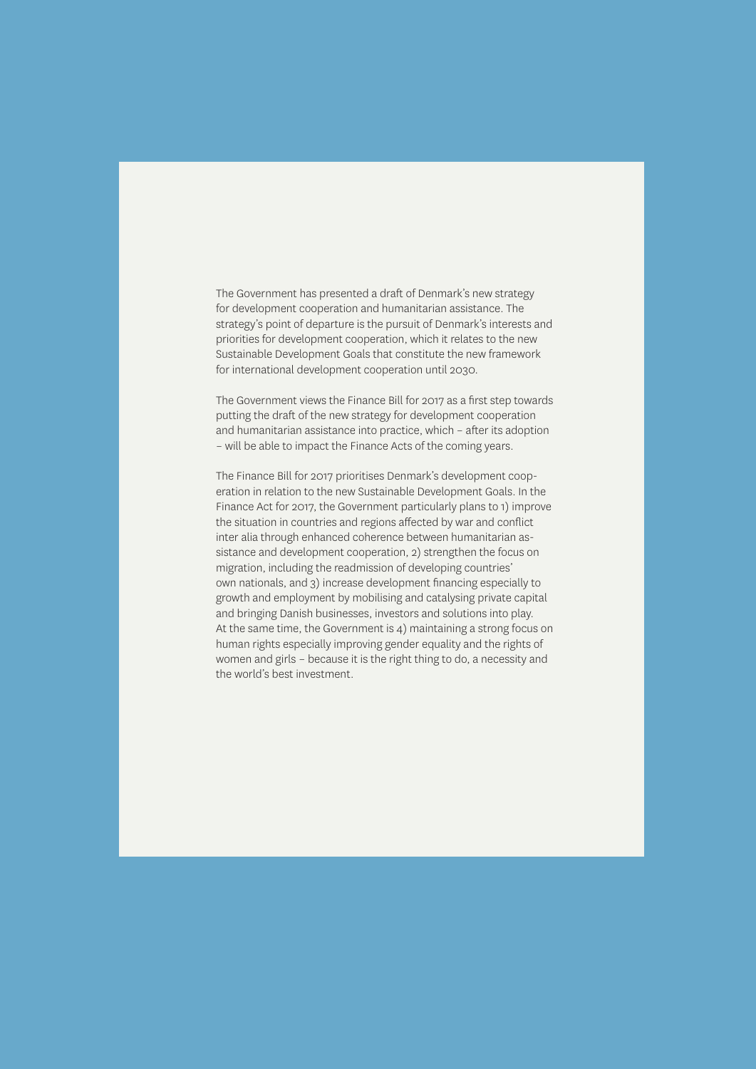The Government has presented a draft of Denmark's new strategy for development cooperation and humanitarian assistance. The strategy's point of departure is the pursuit of Denmark's interests and priorities for development cooperation, which it relates to the new Sustainable Development Goals that constitute the new framework for international development cooperation until 2030.

The Government views the Finance Bill for 2017 as a first step towards putting the draft of the new strategy for development cooperation and humanitarian assistance into practice, which – after its adoption – will be able to impact the Finance Acts of the coming years.

The Finance Bill for 2017 prioritises Denmark's development cooperation in relation to the new Sustainable Development Goals. In the Finance Act for 2017, the Government particularly plans to 1) improve the situation in countries and regions affected by war and conflict inter alia through enhanced coherence between humanitarian assistance and development cooperation, 2) strengthen the focus on migration, including the readmission of developing countries' own nationals, and 3) increase development financing especially to growth and employment by mobilising and catalysing private capital and bringing Danish businesses, investors and solutions into play. At the same time, the Government is 4) maintaining a strong focus on human rights especially improving gender equality and the rights of women and girls – because it is the right thing to do, a necessity and the world's best investment.